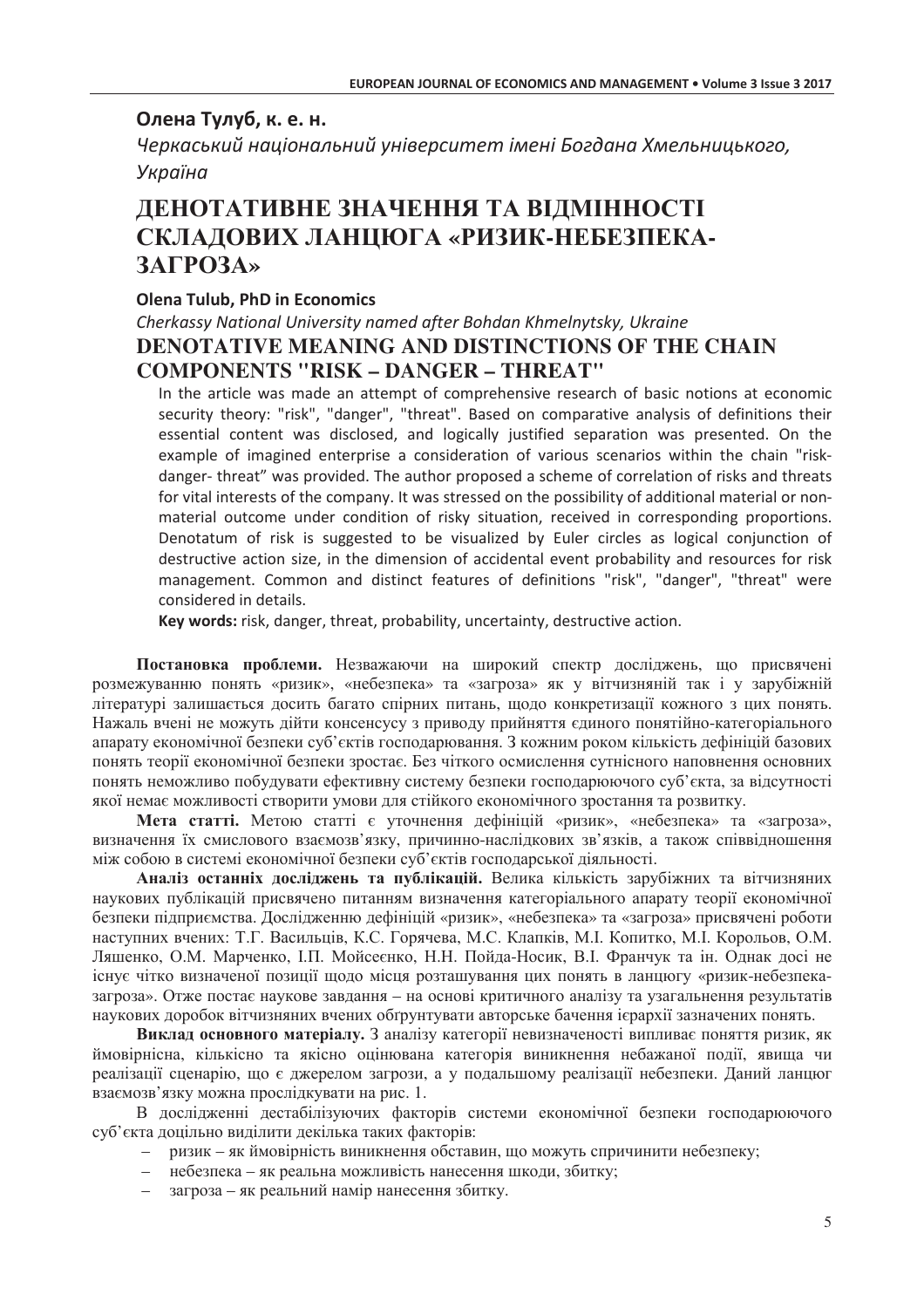**Олена Тулуб, к. е. н.**

*Черкаський національний університет імені Богдана Хмельницького, Україна*

# ДЕНОТАТИВНЕ ЗНАЧЕННЯ ТА ВІДМІННОСТІ СКЛАДОВИХ ЛАНЦЮГА «РИЗИК-НЕБЕЗПЕКА-ЗАГРОЗА»

**Olena Tulub, PhD in Economics**

*Cherkassy National University named after Bohdan Khmelnytsky, Ukraine*

# DENOTATIVE MEANING AND DISTINCTIONS OF THE CHAIN COMPONENTS "RISK – DANGER – THREAT"

In the article was made an attempt of comprehensive research of basic notions at economic security theory: "risk", "danger", "threat". Based on comparative analysis of definitions their essential content was disclosed, and logically justified separation was presented. On the example of imagined enterprise a consideration of various scenarios within the chain "risk-danger- threat" was provided. The author proposed a scheme of correlation of risks and threats for vital interests of the company. It was stressed on the possibility of additional material or non-material outcome under condition of risky situation, received in corresponding proportions. Denotatum of risk is suggested to be visualized by Euler circles as logical conjunction of destructive action size, in the dimension of accidental event probability and resources for risk management. Common and distinct features of definitions "risk", "danger", "threat" were considered in details.

**Key words:** risk, danger, threat, probability, uncertainty, destructive action.

**Постановка проблеми.** Незважаючи на широкий спектр досліджень, що присвячені розмежуванню понять «ризик», «небезпека» та «загроза» як у вітчизняній так і у зарубіжній літературі залишається досить багато спірних питань, щодо конкретизації кожного з цих понять. Нажаль вчені не можуть дійти консенсусу з приводу прийняття єдиного понятійно-категоріального апарату економічної безпеки суб'єктів господарювання. З кожним роком кількість дефініцій базових понять теорії економічної безпеки зростає. Без чіткого осмислення сутнісного наповнення основних понять неможливо побудувати ефективну систему безпеки господарюючого суб'єкта, за відсутності якої немає можливості створити умови для стійкого економічного зростання та розвитку.

**Мета статті.** Метою статті є уточнення дефініцій «ризик», «небезпека» та «загроза», визначення їх смислового взаємозв'язку, причинно-наслідкових зв'язків, а також співвідношення між собою в системі економічної безпеки суб'єктів господарської діяльності.

**Аналіз останніх досліджень та публікацій.** Велика кількість зарубіжних та вітчизняних наукових публікацій присвячено питанням визначення категоріального апарату теорії економічної безпеки підприємства. Дослідженню дефініцій «ризик», «небезпека» та «загроза» присвячені роботи наступних вчених: Т.Г. Васильців, К.С. Горячева, М.С. Клапків, М.І. Копитко, М.І. Корольов, О.М. Ляшенко, О.М. Марченко, І.П. Мойсеєнко, Н.Н. Пойда-Носик, В.І. Франчук та ін. Однак досі не існує чітко визначеної позиції щодо місця розташування цих понять в ланцюгу «ризик-небезпека-загроза». Отже постає наукове завдання – на основі критичного аналізу та узагальнення результатів наукових доробок вітчизняних вчених обгрунтувати авторське бачення ієрархії зазначених понять.

**Виклад основного матеріалу.** З аналізу категорії невизначеності випливає поняття ризик, як ймовірнісна, кількісно та якісно оцінювана категорія виникнення небажаної події, явища чи реалізації сценарію, що є джерелом загрози, а у подальшому реалізації небезпеки. Даний ланцюг взаємозв'язку можна прослідкувати на рис. 1.

В дослідженні дестабілізуючих факторів системи економічної безпеки господарюючого суб'єкта доцільно виділити декілька таких факторів:

- ризик – як ймовірність виникнення обставин, що можуть спричинити небезпеку;
- небезпека – як реальна можливість нанесення шкоди, збитку;
- загроза – як реальний намір нанесення збитку.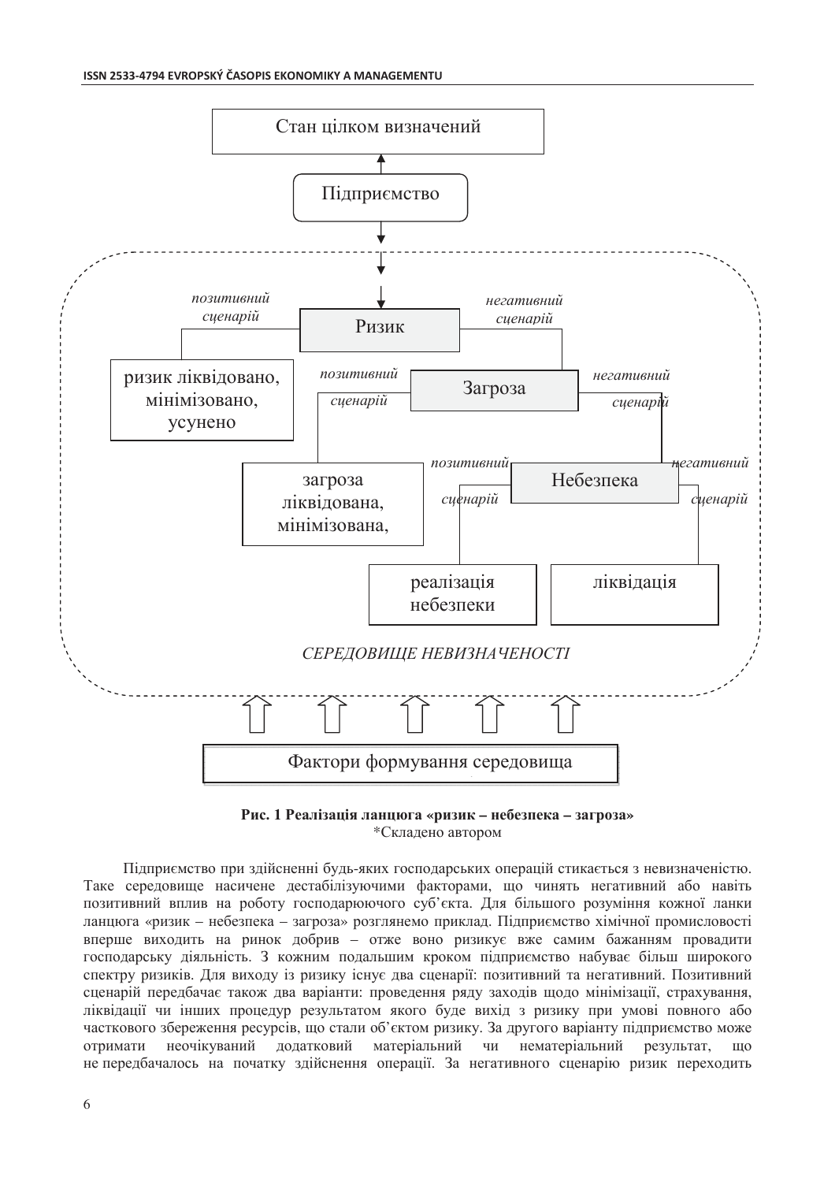Стан цілком визначений

Підприємство

позитивний сценарій | Ризик | негативний сценарій

ризик ліквідовано, мінімізовано, усунено

позитивний сценарій | Загроза | негативний сценарій

загроза ліквідована, мінімізована,

позитивний сценарій | Небезпека | негативний сценарій

реалізація небезпеки

ліквідація

*СЕРЕДОВИЩЕ НЕВИЗНАЧЕНОСТІ*

Фактори формування середовища

**Рис. 1 Реалізація ланцюга «ризик – небезпека – загроза»**
*Складено автором

Підприємство при здійсненні будь-яких господарських операцій стикається з невизначеністю. Таке середовище насичене дестабілізуючими факторами, що чинять негативний або навіть позитивний вплив на роботу господарюючого суб'єкта. Для більшого розуміння кожної ланки ланцюга «ризик – небезпека – загроза» розглянемо приклад. Підприємство хімічної промисловості вперше виходить на ринок добрив – отже воно ризикує вже самим бажанням провадити господарську діяльність. З кожним подальшим кроком підприємство набуває більш широкого спектру ризиків. Для виходу із ризику існує два сценарії: позитивний та негативний. Позитивний сценарій передбачає також два варіанти: проведення ряду заходів щодо мінімізації, страхування, ліквідації чи інших процедур результатом якого буде вихід з ризику при умові повного або часткового збереження ресурсів, що стали об'єктом ризику. За другого варіанту підприємство може отримати неочікуваний додатковий матеріальний чи нематеріальний результат, що не передбачалось на початку здійснення операції. За негативного сценарію ризик переходить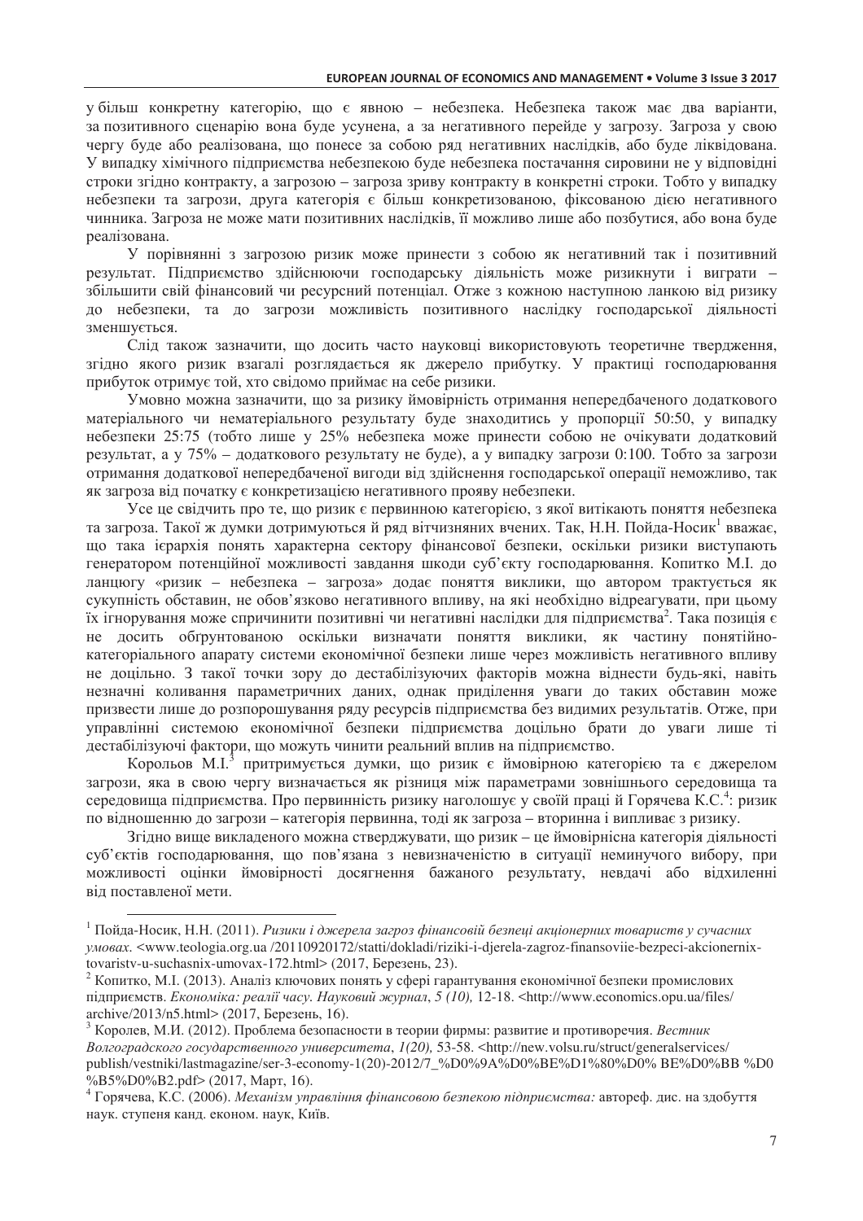у більш конкретну категорію, що є явною – небезпека. Небезпека також має два варіанти, за позитивного сценарію вона буде усунена, а за негативного перейде у загрозу. Загроза у свою чергу буде або реалізована, що понесе за собою ряд негативних наслідків, або буде ліквідована. У випадку хімічного підприємства небезпекою буде небезпека постачання сировини не у відповідні строки згідно контракту, а загрозою – загроза зриву контракту в конкретні строки. Тобто у випадку небезпеки та загрози, друга категорія є більш конкретизованою, фіксованою дією негативного чинника. Загроза не може мати позитивних наслідків, її можливо лише або позбутися, або вона буде реалізована.

У порівнянні з загрозою ризик може принести з собою як негативний так і позитивний результат. Підприємство здійснюючи господарську діяльність може ризикнути і виграти – збільшити свій фінансовий чи ресурсний потенціал. Отже з кожною наступною ланкою від ризику до небезпеки, та до загрози можливість позитивного наслідку господарської діяльності зменшується.

Слід також зазначити, що досить часто науковці використовують теоретичне твердження, згідно якого ризик взагалі розглядається як джерело прибутку. У практиці господарювання прибуток отримує той, хто свідомо приймає на себе ризики.

Умовно можна зазначити, що за ризику ймовірність отримання непередбаченого додаткового матеріального чи нематеріального результату буде знаходитись у пропорції 50:50, у випадку небезпеки 25:75 (тобто лише у 25% небезпека може принести собою не очікувати додатковий результат, а у 75% – додаткового результату не буде), а у випадку загрози 0:100. Тобто за загрози отримання додаткової непередбаченої вигоди від здійснення господарської операції неможливо, так як загроза від початку є конкретизацією негативного прояву небезпеки.

Усе це свідчить про те, що ризик є первинною категорією, з якої витікають поняття небезпека та загроза. Такої ж думки дотримуються й ряд вітчизняних вчених. Так, Н.Н. Пойда-Носик[1] вважає, що така ієрархія понять характерна сектору фінансової безпеки, оскільки ризики виступають генератором потенційної можливості завдання шкоди суб'єкту господарювання. Копитко М.І. до ланцюгу «ризик – небезпека – загроза» додає поняття виклики, що автором трактується як сукупність обставин, не обов'язково негативного впливу, на які необхідно відреагувати, при цьому їх ігнорування може спричинити позитивні чи негативні наслідки для підприємства[2]. Така позиція є не досить обгрунтованою оскільки визначати поняття виклики, як частину понятійно-категоріального апарату системи економічної безпеки лише через можливість негативного впливу не доцільно. З такої точки зору до дестабілізуючих факторів можна віднести будь-які, навіть незначні коливання параметричних даних, однак приділення уваги до таких обставин може призвести лише до розпорошування ряду ресурсів підприємства без видимих результатів. Отже, при управлінні системою економічної безпеки підприємства доцільно брати до уваги лише ті дестабілізуючі фактори, що можуть чинити реальний вплив на підприємство.

Корольов М.І.[3] притримується думки, що ризик є ймовірною категорією та є джерелом загрози, яка в свою чергу визначається як різниця між параметрами зовнішнього середовища та середовища підприємства. Про первинність ризику наголошує у своїй праці й Горячева К.С.[4]: ризик по відношенню до загрози – категорія первинна, тоді як загроза – вторинна і випливає з ризику.

Згідно вище викладеного можна стверджувати, що ризик – це ймовірнісна категорія діяльності суб'єктів господарювання, що пов'язана з невизначеністю в ситуації неминучого вибору, при можливості оцінки ймовірності досягнення бажаного результату, невдачі або відхиленні від поставленої мети.

---

[1] Пойда-Носик, Н.Н. (2011). *Ризики і джерела загроз фінансовій безпеці акціонерних товариств у сучасних умовах.* <www.teologia.org.ua /20110920172/statti/dokladi/riziki-i-djerela-zagroz-finansoviie-bezpeci-akcionernix-tovaristv-u-suchasnix-umovax-172.html> (2017, Березень, 23).

[2] Копитко, М.І. (2013). Аналіз ключових понять у сфері гарантування економічної безпеки промислових підприємств. *Економіка: реалії часу. Науковий журнал, 5 (10),* 12-18. <http://www.economics.opu.ua/files/archive/2013/n5.html> (2017, Березень, 16).

[3] Королев, М.И. (2012). Проблема безопасности в теории фирмы: развитие и противоречия. *Вестник Волгоградского государственного университета, 1(20),* 53-58. <http://new.volsu.ru/struct/generalservices/publish/vestniki/lastmagazine/ser-3-economy-1(20)-2012/7_%D0%9A%D0%BE%D1%80%D0% BE%D0%BB %D0%B5%D0%B2.pdf> (2017, Март, 16).

[4] Горячева, К.С. (2006). *Механізм управління фінансовою безпекою підприємства:* автореф. дис. на здобуття наук. ступеня канд. економ. наук, Київ.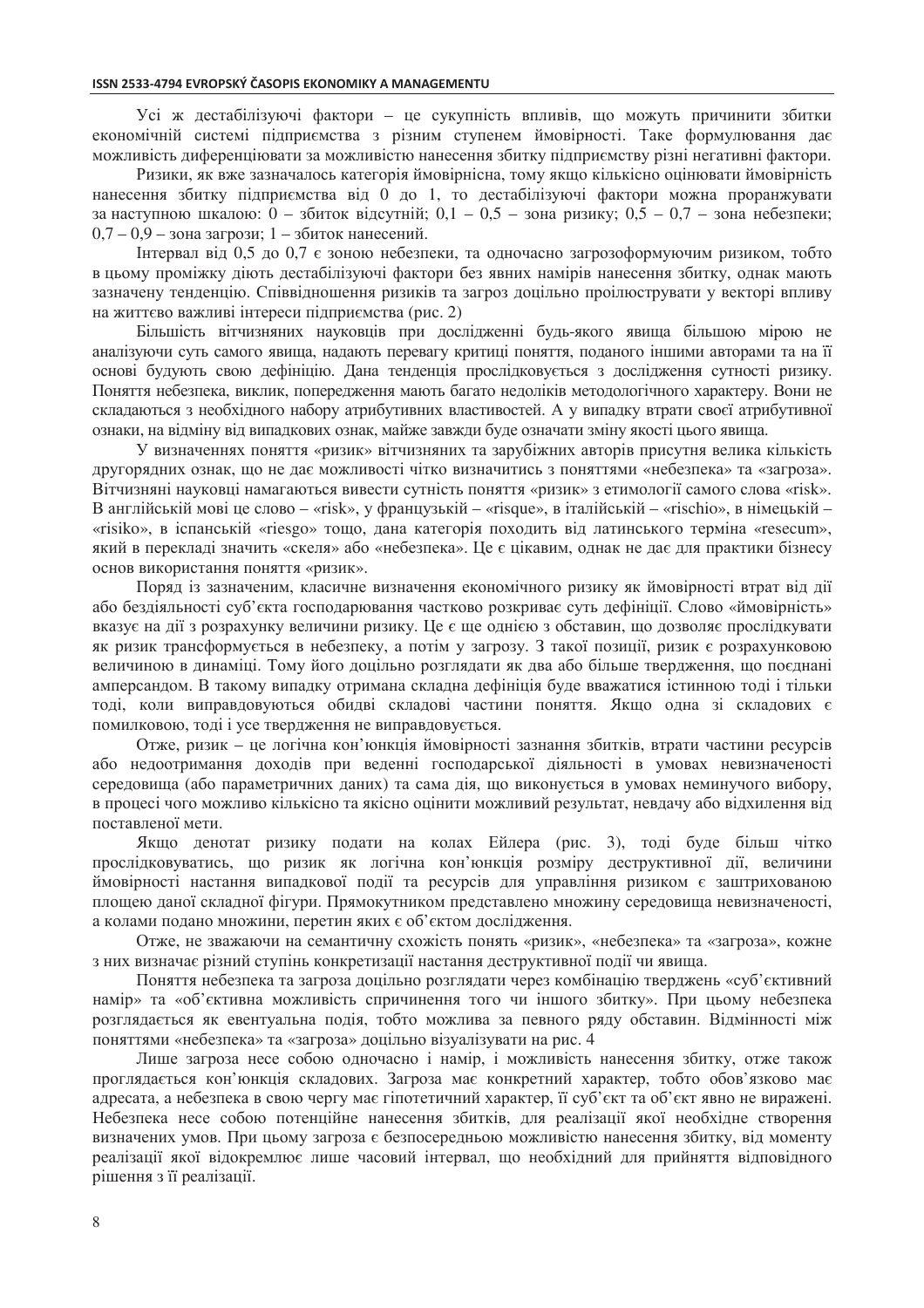Усі ж дестабілізуючі фактори – це сукупність впливів, що можуть причинити збитки економічній системі підприємства з різним ступенем ймовірності. Таке формулювання дає можливість диференціювати за можливістю нанесення збитку підприємству різні негативні фактори.

Ризики, як вже зазначалось категорія ймовірнісна, тому якщо кількісно оцінювати ймовірність нанесення збитку підприємства від 0 до 1, то дестабілізуючі фактори можна проранжувати за наступною шкалою: 0 – збиток відсутній; 0,1 – 0,5 – зона ризику; 0,5 – 0,7 – зона небезпеки; 0,7 – 0,9 – зона загрози; 1 – збиток нанесений.

Інтервал від 0,5 до 0,7 є зоною небезпеки, та одночасно загрозоформуючим ризиком, тобто в цьому проміжку діють дестабілізуючі фактори без явних намірів нанесення збитку, однак мають зазначену тенденцію. Співвідношення ризиків та загроз доцільно проілюструвати у векторі впливу на життєво важливі інтереси підприємства (рис. 2)

Більшість вітчизняних науковців при дослідженні будь-якого явища більшою мірою не аналізуючи суть самого явища, надають перевагу критиці поняття, поданого іншими авторами та на її основі будують свою дефініцію. Дана тенденція прослідковується з дослідження сутності ризику. Поняття небезпека, виклик, попередження мають багато недоліків методологічного характеру. Вони не складаються з необхідного набору атрибутивних властивостей. А у випадку втрати своєї атрибутивної ознаки, на відміну від випадкових ознак, майже завжди буде означати зміну якості цього явища.

У визначеннях поняття «ризик» вітчизняних та зарубіжних авторів присутня велика кількість другорядних ознак, що не дає можливості чітко визначитись з поняттями «небезпека» та «загроза». Вітчизняні науковці намагаються вивести сутність поняття «ризик» з етимології самого слова «risk». В англійській мові це слово – «risk», у французській – «risque», в італійській – «rischio», в німецькій – «risiko», в іспанській «riesgo» тощо, дана категорія походить від латинського терміна «resecum», який в перекладі значить «скеля» або «небезпека». Це є цікавим, однак не дає для практики бізнесу основ використання поняття «ризик».

Поряд із зазначеним, класичне визначення економічного ризику як ймовірності втрат від дії або бездіяльності суб'єкта господарювання частково розкриває суть дефініції. Слово «ймовірність» вказує на дії з розрахунку величини ризику. Це є ще однією з обставин, що дозволяє прослідкувати як ризик трансформується в небезпеку, а потім у загрозу. З такої позиції, ризик є розрахунковою величиною в динаміці. Тому його доцільно розглядати як два або більше твердження, що поєднані амперсандом. В такому випадку отримана складна дефініція буде вважатися істинною тоді і тільки тоді, коли виправдовуються обидві складові частини поняття. Якщо одна зі складових є помилковою, тоді і усе твердження не виправдовується.

Отже, ризик – це логічна кон'юнкція ймовірності зазнання збитків, втрати частини ресурсів або недоотримання доходів при веденні господарської діяльності в умовах невизначеності середовища (або параметричних даних) та сама дія, що виконується в умовах неминучого вибору, в процесі чого можливо кількісно та якісно оцінити можливий результат, невдачу або відхилення від поставленої мети.

Якщо денотат ризику подати на колах Ейлера (рис. 3), тоді буде більш чітко прослідковуватись, що ризик як логічна кон'юнкція розміру деструктивної дії, величини ймовірності настання випадкової події та ресурсів для управління ризиком є заштрихованою площею даної складної фігури. Прямокутником представлено множину середовища невизначеності, а колами подано множини, перетин яких є об'єктом дослідження.

Отже, не зважаючи на семантичну схожість понять «ризик», «небезпека» та «загроза», кожне з них визначає різний ступінь конкретизації настання деструктивної події чи явища.

Поняття небезпека та загроза доцільно розглядати через комбінацію тверджень «суб'єктивний намір» та «об'єктивна можливість спричинення того чи іншого збитку». При цьому небезпека розглядається як евентуальна подія, тобто можлива за певного ряду обставин. Відмінності між поняттями «небезпека» та «загроза» доцільно візуалізувати на рис. 4

Лише загроза несе собою одночасно і намір, і можливість нанесення збитку, отже також проглядається кон'юнкція складових. Загроза має конкретний характер, тобто обов'язково має адресата, а небезпека в свою чергу має гіпотетичний характер, її суб'єкт та об'єкт явно не виражені. Небезпека несе собою потенційне нанесення збитків, для реалізації якої необхідне створення визначених умов. При цьому загроза є безпосередньою можливістю нанесення збитку, від моменту реалізації якої відокремлює лише часовий інтервал, що необхідний для прийняття відповідного рішення з її реалізації.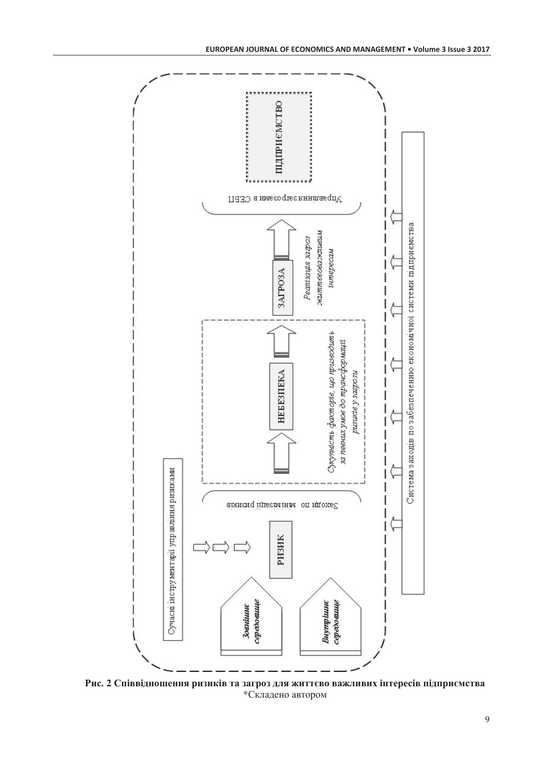Сучасні інструментарії управління ризиками

*Зовнішнє середовище*

*Внутрішнє середовище*

РИЗИК

Заходи по мінімізації ризиків

НЕБЕЗПЕКА

*Сукупність факторів, що призводить за певних умов до трансформації ризиків у загрози*

ЗАГРОЗА

*Реалізація загроз життєвоважливим інтересам*

Управління загрозами в СЕБП

ПІДПРИЄМСТВО

Система заходів по забезпеченню економічної системи підприємства

**Рис. 2 Співвідношення ризиків та загроз для життєво важливих інтересів підприємства**
*Складено автором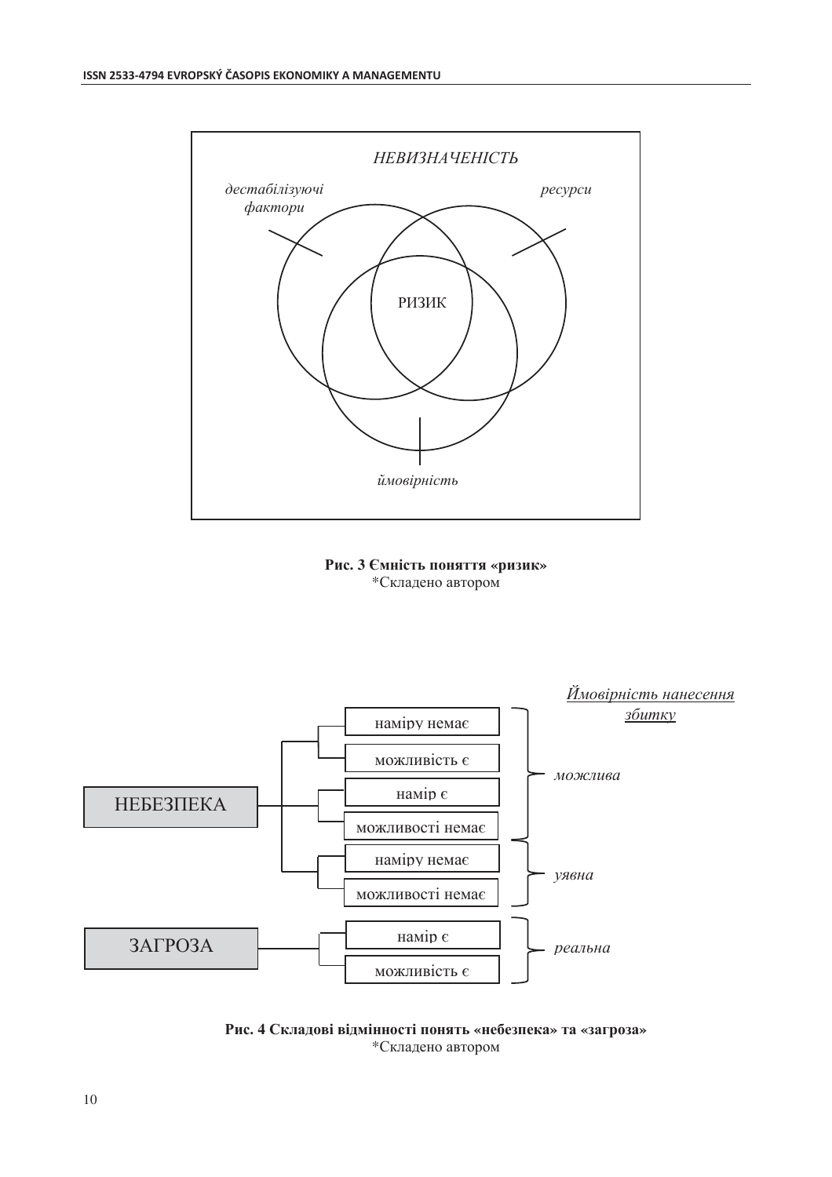НЕВИЗНАЧЕНІСТЬ

дестабілізуючі фактори

ресурси

РИЗИК

ймовірність

**Рис. 3 Ємність поняття «ризик»**
*Складено автором

Ймовірність нанесення збитку

| | | | Ймовірність нанесення збитку |
|---|---|---|---|
| НЕБЕЗПЕКА | наміру немає | можливість є | можлива |
| | намір є | можливості немає | |
| | наміру немає | можливості немає | уявна |
| ЗАГРОЗА | намір є | можливість є | реальна |

**Рис. 4 Складові відмінності понять «небезпека» та «загроза»**
*Складено автором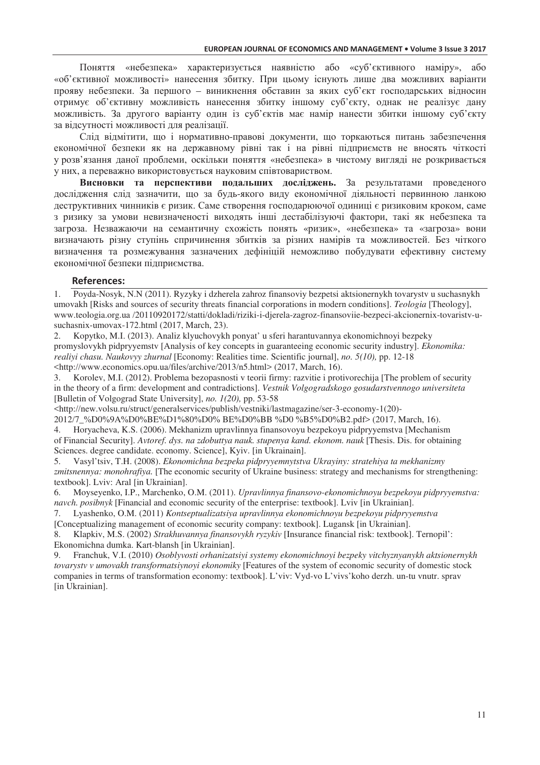Поняття «небезпека» характеризується наявністю або «суб'єктивного наміру», або «об'єктивної можливості» нанесення збитку. При цьому існують лише два можливих варіанти прояву небезпеки. За першого – виникнення обставин за яких суб'єкт господарських відносин отримує об'єктивну можливість нанесення збитку іншому суб'єкту, однак не реалізує дану можливість. За другого варіанту один із суб'єктів має намір нанести збитки іншому суб'єкту за відсутності можливості для реалізації.

Слід відмітити, що і нормативно-правові документи, що торкаються питань забезпечення економічної безпеки як на державному рівні так і на рівні підприємств не вносять чіткості у розв'язання даної проблеми, оскільки поняття «небезпека» в чистому вигляді не розкривається у них, а переважно використовується науковим співтовариством.

**Висновки та перспективи подальших досліджень.** За результатами проведеного дослідження слід зазначити, що за будь-якого виду економічної діяльності первинною ланкою деструктивних чинників є ризик. Саме створення господарюючої одиниці є ризиковим кроком, саме з ризику за умови невизначеності виходять інші дестабілізуючі фактори, такі як небезпека та загроза. Незважаючи на семантичну схожість понять «ризик», «небезпека» та «загроза» вони визначають різну ступінь спричинення збитків за різних намірів та можливостей. Без чіткого визначення та розмежування зазначених дефініцій неможливо побудувати ефективну систему економічної безпеки підприємства.

## References:

1. Poyda-Nosyk, N.N (2011). Ryzyky i dzherela zahroz finansoviy bezpetsi aktsionernykh tovarystv u suchasnykh umovakh [Risks and sources of security threats financial corporations in modern conditions]. *Teologia* [Theology], www.teologia.org.ua /20110920172/statti/dokladi/riziki-i-djerela-zagroz-finansoviie-bezpeci-akcionernix-tovaristv-u-suchasnix-umovax-172.html (2017, March, 23).
2. Kopytko, M.I. (2013). Analiz klyuchovykh ponyat' u sferi harantuvannya ekonomichnoyi bezpeky promyslovykh pidpryyemstv [Analysis of key concepts in guaranteeing economic security industry]. *Ekonomika: realiyi chasu. Naukovyy zhurnal* [Economy: Realities time. Scientific journal], *no. 5(10),* pp. 12-18 <http://www.economics.opu.ua/files/archive/2013/n5.html> (2017, March, 16).
3. Korolev, M.I. (2012). Problema bezopasnosti v teorii firmy: razvitie i protivorechija [The problem of security in the theory of a firm: development and contradictions]. *Vestnik Volgogradskogo gosudarstvennogo universiteta* [Bulletin of Volgograd State University], *no. 1(20),* pp. 53-58 <http://new.volsu.ru/struct/generalservices/publish/vestniki/lastmagazine/ser-3-economy-1(20)-2012/7_%D0%9A%D0%BE%D1%80%D0% BE%D0%BB %D0 %B5%D0%B2.pdf> (2017, March, 16).
4. Horyacheva, K.S. (2006). Mekhanizm upravlinnya finansovoyu bezpekoyu pidpryyemstva [Mechanism of Financial Security]. *Avtoref. dys. na zdobuttya nauk. stupenya kand. ekonom. nauk* [Thesis. Dis. for obtaining Sciences. degree candidate. economy. Science], Kyiv. [in Ukrainain].
5. Vasyl'tsiv, T.H. (2008). *Ekonomichna bezpeka pidpryyemnytstva Ukrayiny: stratehiya ta mekhanizmy zmitsnennya: monohrafiya.* [The economic security of Ukraine business: strategy and mechanisms for strengthening: textbook]. Lviv: Aral [in Ukrainian].
6. Moyseyenko, I.P., Marchenko, O.M. (2011). *Upravlinnya finansovo-ekonomichnoyu bezpekoyu pidpryyemstva: navch. posibnyk* [Financial and economic security of the enterprise: textbook]. Lviv [in Ukrainian].
7. Lyashenko, O.M. (2011) *Kontseptualizatsiya upravlinnya ekonomichnoyu bezpekoyu pidpryyemstva* [Conceptualizing management of economic security company: textbook]. Lugansk [in Ukrainian].
8. Klapkiv, M.S. (2002) *Strakhuvannya finansovykh ryzykiv* [Insurance financial risk: textbook]. Ternopil': Ekonomichna dumka. Kart-blansh [in Ukrainian].
9. Franchuk, V.I. (2010) *Osoblyvosti orhanizatsiyi systemy ekonomichnoyi bezpeky vitchyznyanykh aktsionernykh tovarystv v umovakh transformatsiynoyi ekonomiky* [Features of the system of economic security of domestic stock companies in terms of transformation economy: textbook]. L'viv: Vyd-vo L'vivs'koho derzh. un-tu vnutr. sprav [in Ukrainian].